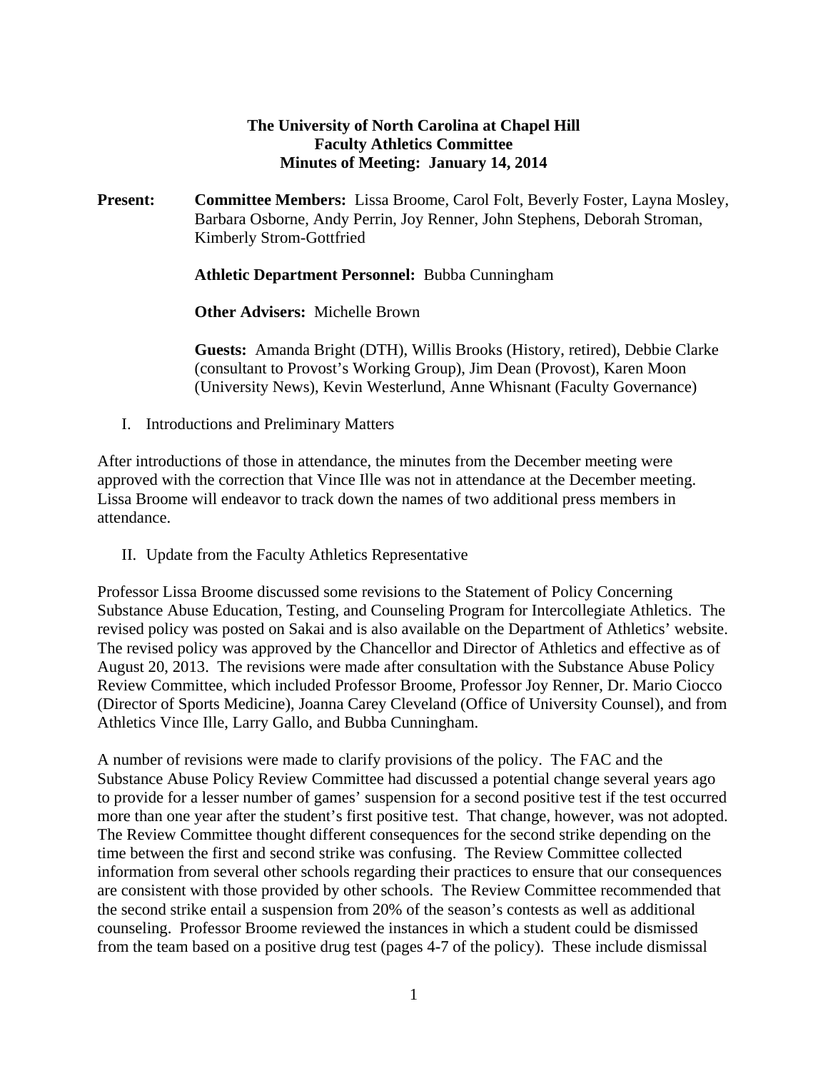**The University of North Carolina at Chapel Hill**
**Faculty Athletics Committee**
**Minutes of Meeting: January 14, 2014**

**Present:** **Committee Members:** Lissa Broome, Carol Folt, Beverly Foster, Layna Mosley, Barbara Osborne, Andy Perrin, Joy Renner, John Stephens, Deborah Stroman, Kimberly Strom-Gottfried

**Athletic Department Personnel:** Bubba Cunningham

**Other Advisers:** Michelle Brown

**Guests:** Amanda Bright (DTH), Willis Brooks (History, retired), Debbie Clarke (consultant to Provost's Working Group), Jim Dean (Provost), Karen Moon (University News), Kevin Westerlund, Anne Whisnant (Faculty Governance)

I. Introductions and Preliminary Matters

After introductions of those in attendance, the minutes from the December meeting were approved with the correction that Vince Ille was not in attendance at the December meeting. Lissa Broome will endeavor to track down the names of two additional press members in attendance.

II. Update from the Faculty Athletics Representative

Professor Lissa Broome discussed some revisions to the Statement of Policy Concerning Substance Abuse Education, Testing, and Counseling Program for Intercollegiate Athletics. The revised policy was posted on Sakai and is also available on the Department of Athletics' website. The revised policy was approved by the Chancellor and Director of Athletics and effective as of August 20, 2013. The revisions were made after consultation with the Substance Abuse Policy Review Committee, which included Professor Broome, Professor Joy Renner, Dr. Mario Ciocco (Director of Sports Medicine), Joanna Carey Cleveland (Office of University Counsel), and from Athletics Vince Ille, Larry Gallo, and Bubba Cunningham.

A number of revisions were made to clarify provisions of the policy. The FAC and the Substance Abuse Policy Review Committee had discussed a potential change several years ago to provide for a lesser number of games' suspension for a second positive test if the test occurred more than one year after the student's first positive test. That change, however, was not adopted. The Review Committee thought different consequences for the second strike depending on the time between the first and second strike was confusing. The Review Committee collected information from several other schools regarding their practices to ensure that our consequences are consistent with those provided by other schools. The Review Committee recommended that the second strike entail a suspension from 20% of the season's contests as well as additional counseling. Professor Broome reviewed the instances in which a student could be dismissed from the team based on a positive drug test (pages 4-7 of the policy). These include dismissal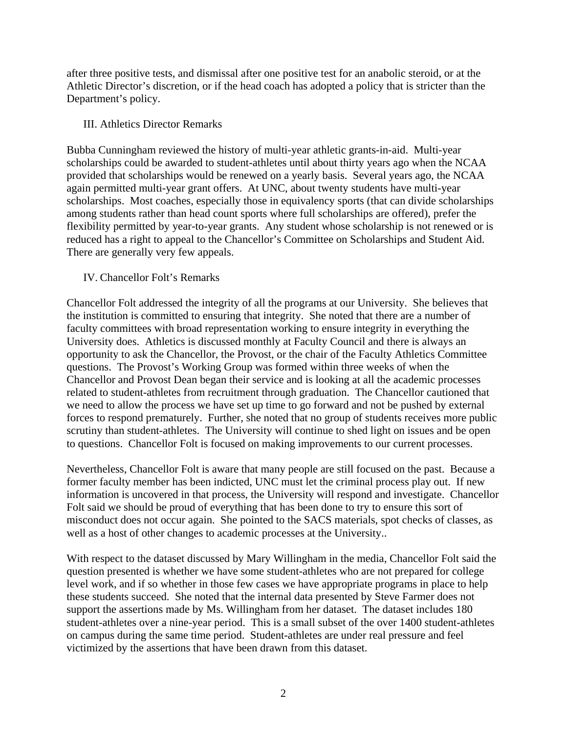after three positive tests, and dismissal after one positive test for an anabolic steroid, or at the Athletic Director's discretion, or if the head coach has adopted a policy that is stricter than the Department's policy.

## III. Athletics Director Remarks

Bubba Cunningham reviewed the history of multi-year athletic grants-in-aid. Multi-year scholarships could be awarded to student-athletes until about thirty years ago when the NCAA provided that scholarships would be renewed on a yearly basis. Several years ago, the NCAA again permitted multi-year grant offers. At UNC, about twenty students have multi-year scholarships. Most coaches, especially those in equivalency sports (that can divide scholarships among students rather than head count sports where full scholarships are offered), prefer the flexibility permitted by year-to-year grants. Any student whose scholarship is not renewed or is reduced has a right to appeal to the Chancellor's Committee on Scholarships and Student Aid. There are generally very few appeals.

## IV. Chancellor Folt's Remarks

Chancellor Folt addressed the integrity of all the programs at our University. She believes that the institution is committed to ensuring that integrity. She noted that there are a number of faculty committees with broad representation working to ensure integrity in everything the University does. Athletics is discussed monthly at Faculty Council and there is always an opportunity to ask the Chancellor, the Provost, or the chair of the Faculty Athletics Committee questions. The Provost's Working Group was formed within three weeks of when the Chancellor and Provost Dean began their service and is looking at all the academic processes related to student-athletes from recruitment through graduation. The Chancellor cautioned that we need to allow the process we have set up time to go forward and not be pushed by external forces to respond prematurely. Further, she noted that no group of students receives more public scrutiny than student-athletes. The University will continue to shed light on issues and be open to questions. Chancellor Folt is focused on making improvements to our current processes.

Nevertheless, Chancellor Folt is aware that many people are still focused on the past. Because a former faculty member has been indicted, UNC must let the criminal process play out. If new information is uncovered in that process, the University will respond and investigate. Chancellor Folt said we should be proud of everything that has been done to try to ensure this sort of misconduct does not occur again. She pointed to the SACS materials, spot checks of classes, as well as a host of other changes to academic processes at the University..

With respect to the dataset discussed by Mary Willingham in the media, Chancellor Folt said the question presented is whether we have some student-athletes who are not prepared for college level work, and if so whether in those few cases we have appropriate programs in place to help these students succeed. She noted that the internal data presented by Steve Farmer does not support the assertions made by Ms. Willingham from her dataset. The dataset includes 180 student-athletes over a nine-year period. This is a small subset of the over 1400 student-athletes on campus during the same time period. Student-athletes are under real pressure and feel victimized by the assertions that have been drawn from this dataset.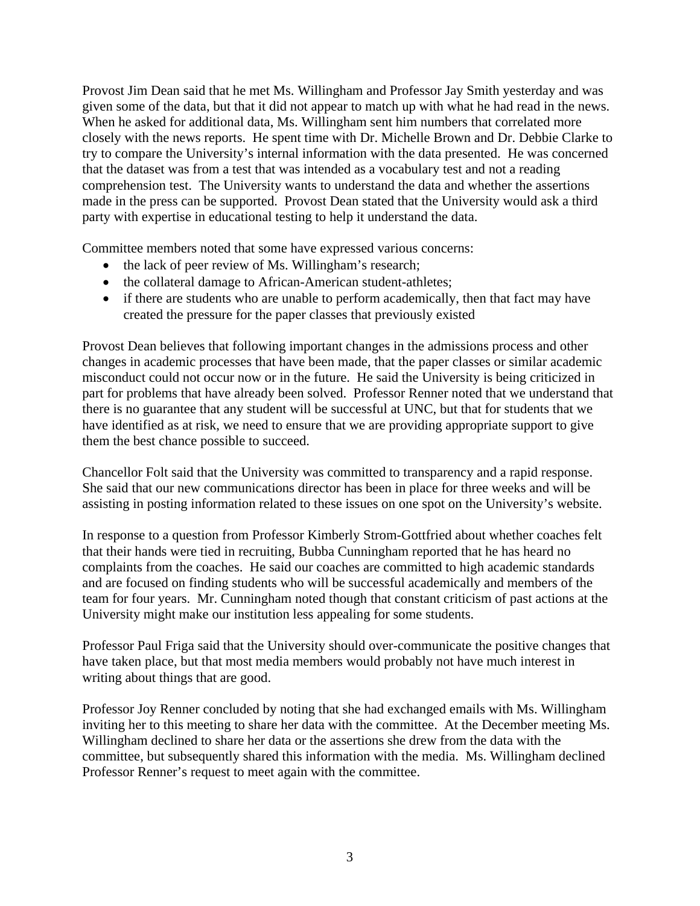Provost Jim Dean said that he met Ms. Willingham and Professor Jay Smith yesterday and was given some of the data, but that it did not appear to match up with what he had read in the news. When he asked for additional data, Ms. Willingham sent him numbers that correlated more closely with the news reports. He spent time with Dr. Michelle Brown and Dr. Debbie Clarke to try to compare the University's internal information with the data presented. He was concerned that the dataset was from a test that was intended as a vocabulary test and not a reading comprehension test. The University wants to understand the data and whether the assertions made in the press can be supported. Provost Dean stated that the University would ask a third party with expertise in educational testing to help it understand the data.

Committee members noted that some have expressed various concerns:

- the lack of peer review of Ms. Willingham's research;
- the collateral damage to African-American student-athletes;
- if there are students who are unable to perform academically, then that fact may have created the pressure for the paper classes that previously existed

Provost Dean believes that following important changes in the admissions process and other changes in academic processes that have been made, that the paper classes or similar academic misconduct could not occur now or in the future. He said the University is being criticized in part for problems that have already been solved. Professor Renner noted that we understand that there is no guarantee that any student will be successful at UNC, but that for students that we have identified as at risk, we need to ensure that we are providing appropriate support to give them the best chance possible to succeed.

Chancellor Folt said that the University was committed to transparency and a rapid response. She said that our new communications director has been in place for three weeks and will be assisting in posting information related to these issues on one spot on the University's website.

In response to a question from Professor Kimberly Strom-Gottfried about whether coaches felt that their hands were tied in recruiting, Bubba Cunningham reported that he has heard no complaints from the coaches. He said our coaches are committed to high academic standards and are focused on finding students who will be successful academically and members of the team for four years. Mr. Cunningham noted though that constant criticism of past actions at the University might make our institution less appealing for some students.

Professor Paul Friga said that the University should over-communicate the positive changes that have taken place, but that most media members would probably not have much interest in writing about things that are good.

Professor Joy Renner concluded by noting that she had exchanged emails with Ms. Willingham inviting her to this meeting to share her data with the committee. At the December meeting Ms. Willingham declined to share her data or the assertions she drew from the data with the committee, but subsequently shared this information with the media. Ms. Willingham declined Professor Renner's request to meet again with the committee.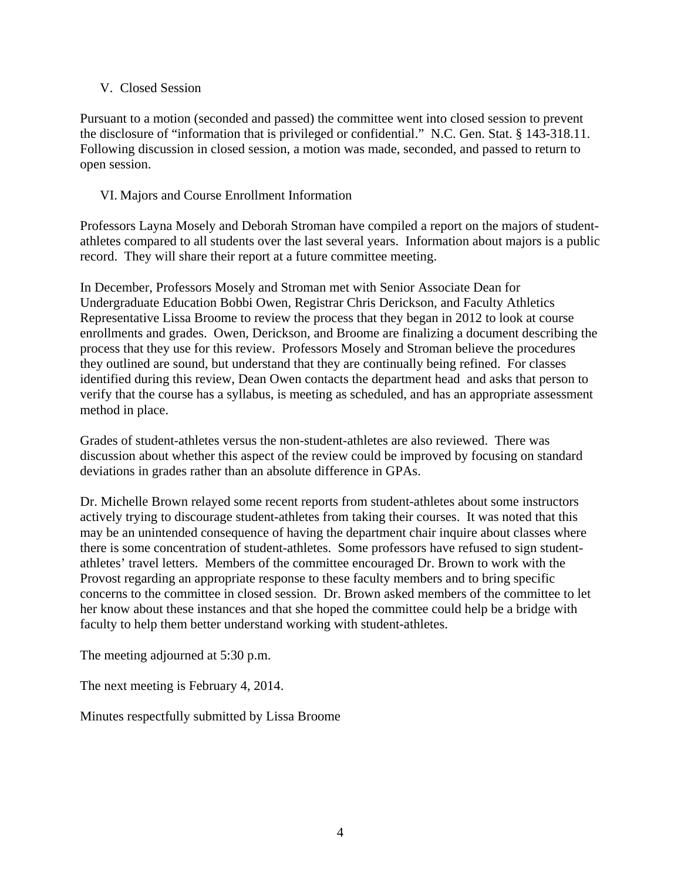## V. Closed Session

Pursuant to a motion (seconded and passed) the committee went into closed session to prevent the disclosure of "information that is privileged or confidential." N.C. Gen. Stat. § 143-318.11. Following discussion in closed session, a motion was made, seconded, and passed to return to open session.

## VI. Majors and Course Enrollment Information

Professors Layna Mosely and Deborah Stroman have compiled a report on the majors of student-athletes compared to all students over the last several years. Information about majors is a public record. They will share their report at a future committee meeting.

In December, Professors Mosely and Stroman met with Senior Associate Dean for Undergraduate Education Bobbi Owen, Registrar Chris Derickson, and Faculty Athletics Representative Lissa Broome to review the process that they began in 2012 to look at course enrollments and grades. Owen, Derickson, and Broome are finalizing a document describing the process that they use for this review. Professors Mosely and Stroman believe the procedures they outlined are sound, but understand that they are continually being refined. For classes identified during this review, Dean Owen contacts the department head and asks that person to verify that the course has a syllabus, is meeting as scheduled, and has an appropriate assessment method in place.

Grades of student-athletes versus the non-student-athletes are also reviewed. There was discussion about whether this aspect of the review could be improved by focusing on standard deviations in grades rather than an absolute difference in GPAs.

Dr. Michelle Brown relayed some recent reports from student-athletes about some instructors actively trying to discourage student-athletes from taking their courses. It was noted that this may be an unintended consequence of having the department chair inquire about classes where there is some concentration of student-athletes. Some professors have refused to sign student-athletes' travel letters. Members of the committee encouraged Dr. Brown to work with the Provost regarding an appropriate response to these faculty members and to bring specific concerns to the committee in closed session. Dr. Brown asked members of the committee to let her know about these instances and that she hoped the committee could help be a bridge with faculty to help them better understand working with student-athletes.

The meeting adjourned at 5:30 p.m.

The next meeting is February 4, 2014.

Minutes respectfully submitted by Lissa Broome